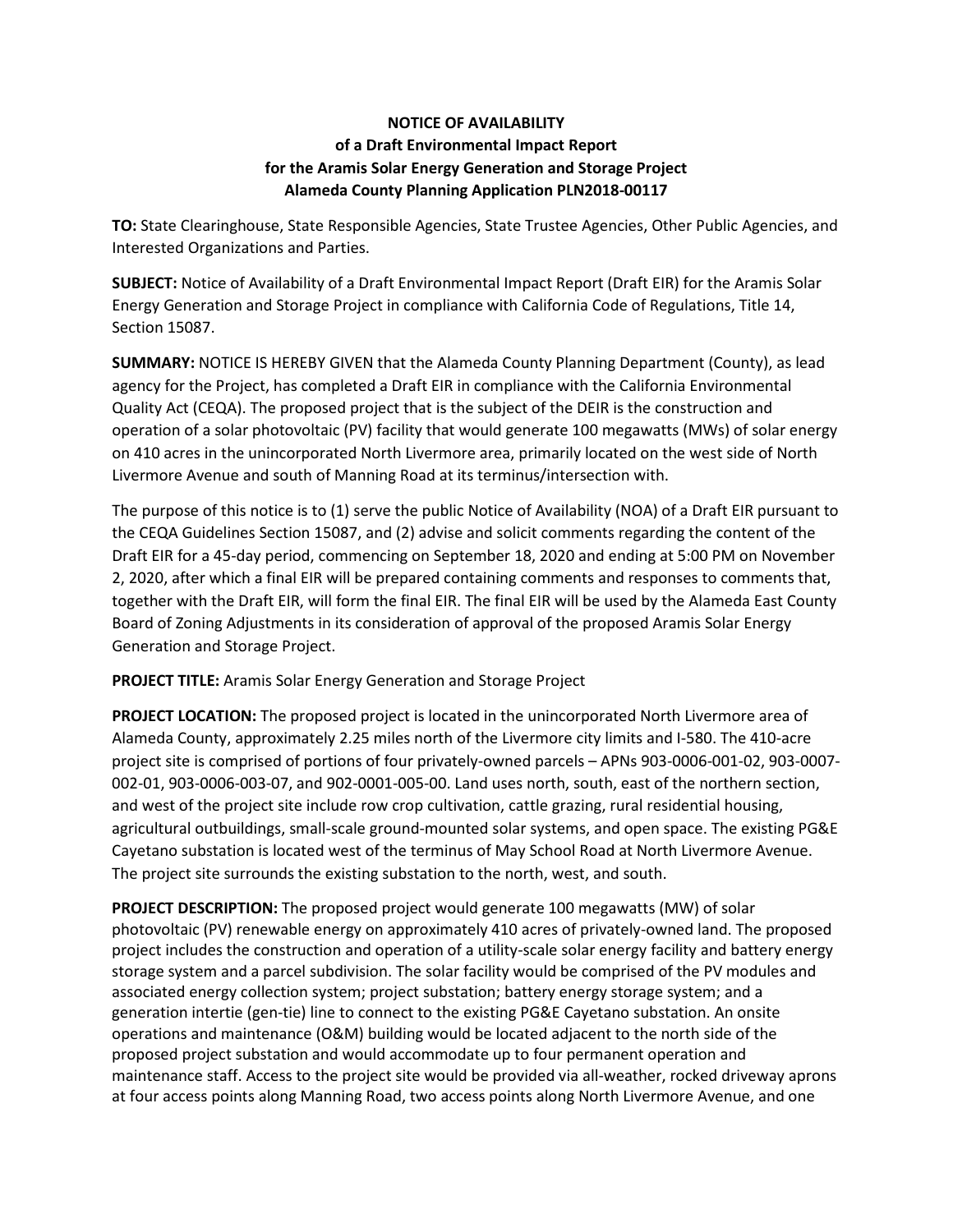**NOTICE OF AVAILABILITY**
**of a Draft Environmental Impact Report**
**for the Aramis Solar Energy Generation and Storage Project**
**Alameda County Planning Application PLN2018-00117**

**TO:** State Clearinghouse, State Responsible Agencies, State Trustee Agencies, Other Public Agencies, and Interested Organizations and Parties.

**SUBJECT:** Notice of Availability of a Draft Environmental Impact Report (Draft EIR) for the Aramis Solar Energy Generation and Storage Project in compliance with California Code of Regulations, Title 14, Section 15087.

**SUMMARY:** NOTICE IS HEREBY GIVEN that the Alameda County Planning Department (County), as lead agency for the Project, has completed a Draft EIR in compliance with the California Environmental Quality Act (CEQA). The proposed project that is the subject of the DEIR is the construction and operation of a solar photovoltaic (PV) facility that would generate 100 megawatts (MWs) of solar energy on 410 acres in the unincorporated North Livermore area, primarily located on the west side of North Livermore Avenue and south of Manning Road at its terminus/intersection with.

The purpose of this notice is to (1) serve the public Notice of Availability (NOA) of a Draft EIR pursuant to the CEQA Guidelines Section 15087, and (2) advise and solicit comments regarding the content of the Draft EIR for a 45-day period, commencing on September 18, 2020 and ending at 5:00 PM on November 2, 2020, after which a final EIR will be prepared containing comments and responses to comments that, together with the Draft EIR, will form the final EIR. The final EIR will be used by the Alameda East County Board of Zoning Adjustments in its consideration of approval of the proposed Aramis Solar Energy Generation and Storage Project.

**PROJECT TITLE:** Aramis Solar Energy Generation and Storage Project

**PROJECT LOCATION:** The proposed project is located in the unincorporated North Livermore area of Alameda County, approximately 2.25 miles north of the Livermore city limits and I-580. The 410-acre project site is comprised of portions of four privately-owned parcels – APNs 903-0006-001-02, 903-0007-002-01, 903-0006-003-07, and 902-0001-005-00. Land uses north, south, east of the northern section, and west of the project site include row crop cultivation, cattle grazing, rural residential housing, agricultural outbuildings, small-scale ground-mounted solar systems, and open space. The existing PG&E Cayetano substation is located west of the terminus of May School Road at North Livermore Avenue. The project site surrounds the existing substation to the north, west, and south.

**PROJECT DESCRIPTION:** The proposed project would generate 100 megawatts (MW) of solar photovoltaic (PV) renewable energy on approximately 410 acres of privately-owned land. The proposed project includes the construction and operation of a utility-scale solar energy facility and battery energy storage system and a parcel subdivision. The solar facility would be comprised of the PV modules and associated energy collection system; project substation; battery energy storage system; and a generation intertie (gen-tie) line to connect to the existing PG&E Cayetano substation. An onsite operations and maintenance (O&M) building would be located adjacent to the north side of the proposed project substation and would accommodate up to four permanent operation and maintenance staff. Access to the project site would be provided via all-weather, rocked driveway aprons at four access points along Manning Road, two access points along North Livermore Avenue, and one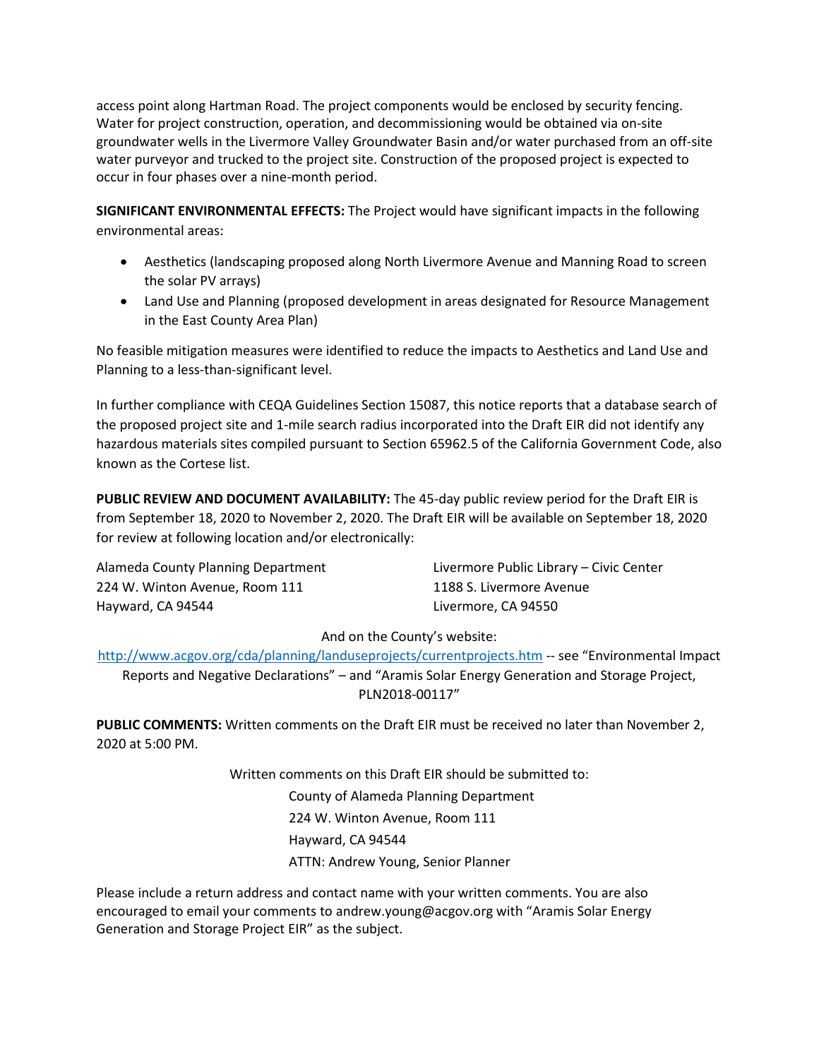access point along Hartman Road. The project components would be enclosed by security fencing. Water for project construction, operation, and decommissioning would be obtained via on-site groundwater wells in the Livermore Valley Groundwater Basin and/or water purchased from an off-site water purveyor and trucked to the project site. Construction of the proposed project is expected to occur in four phases over a nine-month period.

**SIGNIFICANT ENVIRONMENTAL EFFECTS:** The Project would have significant impacts in the following environmental areas:

- Aesthetics (landscaping proposed along North Livermore Avenue and Manning Road to screen the solar PV arrays)
- Land Use and Planning (proposed development in areas designated for Resource Management in the East County Area Plan)

No feasible mitigation measures were identified to reduce the impacts to Aesthetics and Land Use and Planning to a less-than-significant level.

In further compliance with CEQA Guidelines Section 15087, this notice reports that a database search of the proposed project site and 1-mile search radius incorporated into the Draft EIR did not identify any hazardous materials sites compiled pursuant to Section 65962.5 of the California Government Code, also known as the Cortese list.

**PUBLIC REVIEW AND DOCUMENT AVAILABILITY:** The 45-day public review period for the Draft EIR is from September 18, 2020 to November 2, 2020. The Draft EIR will be available on September 18, 2020 for review at following location and/or electronically:

Alameda County Planning Department
224 W. Winton Avenue, Room 111
Hayward, CA 94544

Livermore Public Library – Civic Center
1188 S. Livermore Avenue
Livermore, CA 94550

And on the County's website:
http://www.acgov.org/cda/planning/landuseprojects/currentprojects.htm -- see "Environmental Impact Reports and Negative Declarations" – and "Aramis Solar Energy Generation and Storage Project, PLN2018-00117"

**PUBLIC COMMENTS:** Written comments on the Draft EIR must be received no later than November 2, 2020 at 5:00 PM.

Written comments on this Draft EIR should be submitted to:

County of Alameda Planning Department
224 W. Winton Avenue, Room 111
Hayward, CA 94544
ATTN: Andrew Young, Senior Planner

Please include a return address and contact name with your written comments. You are also encouraged to email your comments to andrew.young@acgov.org with "Aramis Solar Energy Generation and Storage Project EIR" as the subject.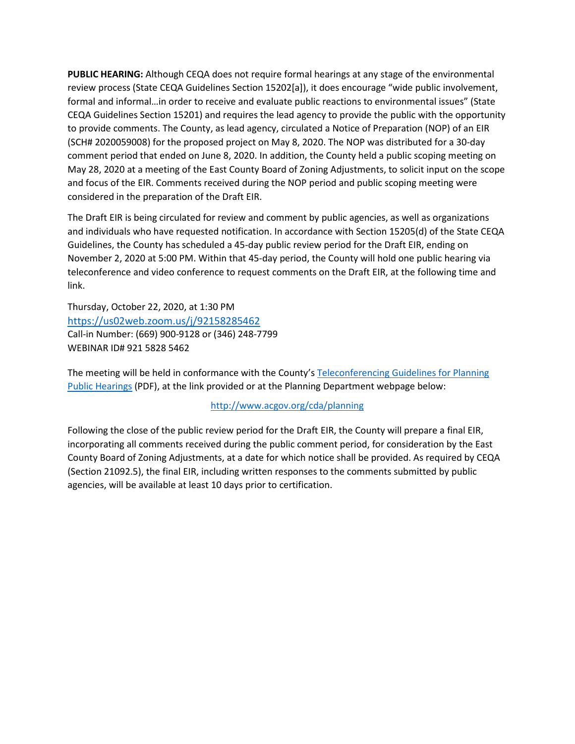**PUBLIC HEARING:** Although CEQA does not require formal hearings at any stage of the environmental review process (State CEQA Guidelines Section 15202[a]), it does encourage "wide public involvement, formal and informal…in order to receive and evaluate public reactions to environmental issues" (State CEQA Guidelines Section 15201) and requires the lead agency to provide the public with the opportunity to provide comments. The County, as lead agency, circulated a Notice of Preparation (NOP) of an EIR (SCH# 2020059008) for the proposed project on May 8, 2020. The NOP was distributed for a 30-day comment period that ended on June 8, 2020. In addition, the County held a public scoping meeting on May 28, 2020 at a meeting of the East County Board of Zoning Adjustments, to solicit input on the scope and focus of the EIR. Comments received during the NOP period and public scoping meeting were considered in the preparation of the Draft EIR.

The Draft EIR is being circulated for review and comment by public agencies, as well as organizations and individuals who have requested notification. In accordance with Section 15205(d) of the State CEQA Guidelines, the County has scheduled a 45-day public review period for the Draft EIR, ending on November 2, 2020 at 5:00 PM. Within that 45-day period, the County will hold one public hearing via teleconference and video conference to request comments on the Draft EIR, at the following time and link.

Thursday, October 22, 2020, at 1:30 PM
https://us02web.zoom.us/j/92158285462
Call-in Number: (669) 900-9128 or (346) 248-7799
WEBINAR ID# 921 5828 5462

The meeting will be held in conformance with the County's Teleconferencing Guidelines for Planning Public Hearings (PDF), at the link provided or at the Planning Department webpage below:

http://www.acgov.org/cda/planning

Following the close of the public review period for the Draft EIR, the County will prepare a final EIR, incorporating all comments received during the public comment period, for consideration by the East County Board of Zoning Adjustments, at a date for which notice shall be provided. As required by CEQA (Section 21092.5), the final EIR, including written responses to the comments submitted by public agencies, will be available at least 10 days prior to certification.